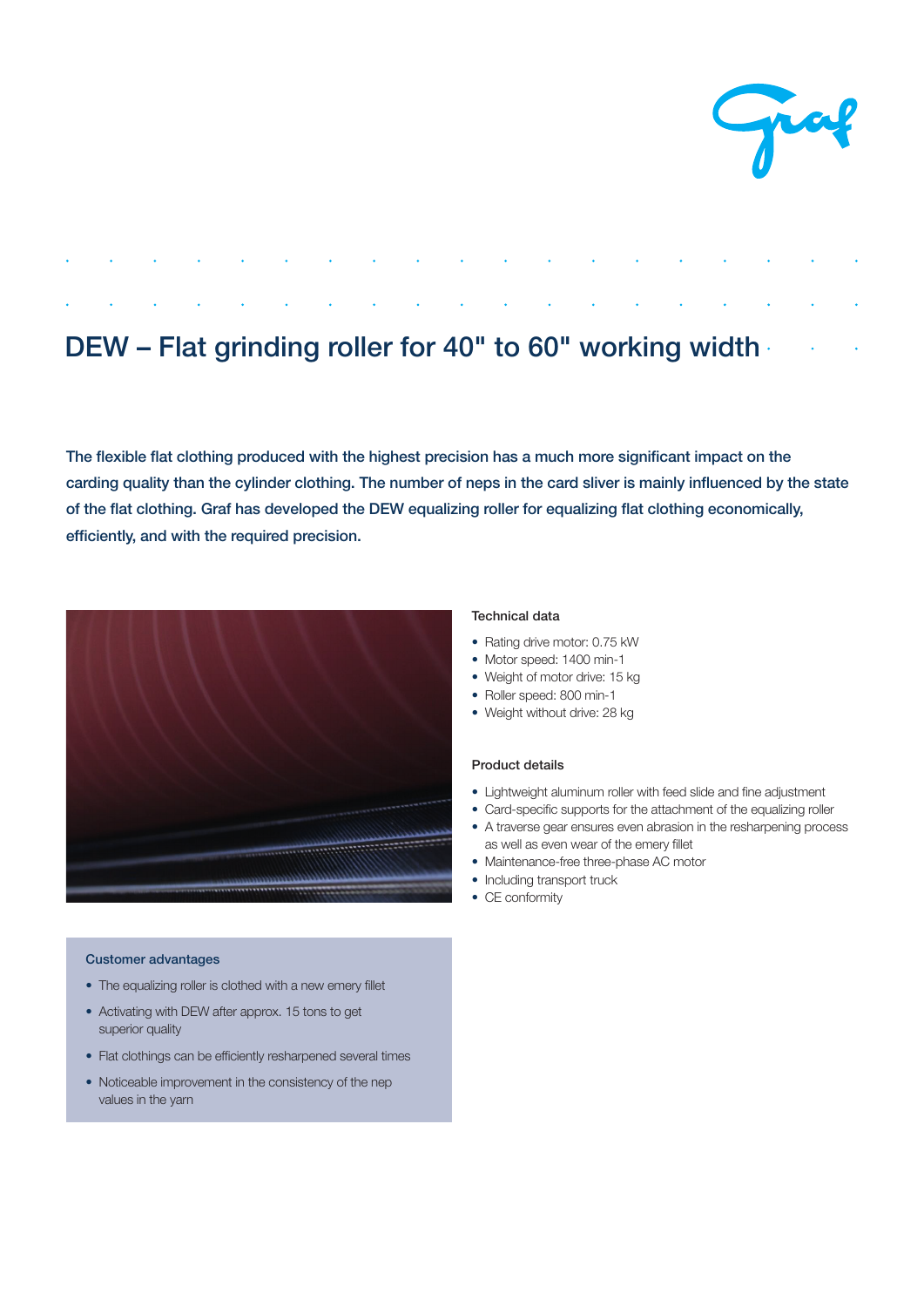# DEW – Flat grinding roller for 40" to 60" working width

**The flexible flat clothing produced with the highest precision has a much more significant impact on the carding quality than the cylinder clothing. The number of neps in the card sliver is mainly influenced by the state of the flat clothing. Graf has developed the DEW equalizing roller for equalizing flat clothing economically, efficiently, and with the required precision.**

### Technical data

- Rating drive motor: 0.75 kW
- Motor speed: 1400 min-1
- Weight of motor drive: 15 kg
- Roller speed: 800 min-1
- Weight without drive: 28 kg

### Product details

- Lightweight aluminum roller with feed slide and fine adjustment
- Card-specific supports for the attachment of the equalizing roller
- A traverse gear ensures even abrasion in the resharpening process as well as even wear of the emery fillet
- Maintenance-free three-phase AC motor
- Including transport truck
- CE conformity

### Customer advantages

- The equalizing roller is clothed with a new emery fillet
- Activating with DEW after approx. 15 tons to get superior quality
- Flat clothings can be efficiently resharpened several times
- Noticeable improvement in the consistency of the nep values in the yarn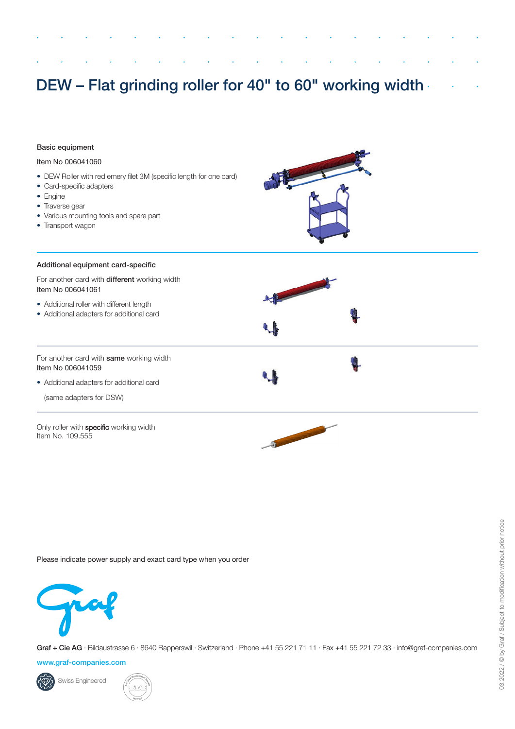# DEW – Flat grinding roller for 40" to 60" working width

**Basic equipment**

Item No 006041060

- DEW Roller with red emery filet 3M (specific length for one card)
- Card-specific adapters
- Engine
- Traverse gear
- Various mounting tools and spare part
- Transport wagon

**Additional equipment card-specific**

For another card with **different** working width
Item No 006041061

- Additional roller with different length
- Additional adapters for additional card

For another card with **same** working width
Item No 006041059

- Additional adapters for additional card

  (same adapters for DSW)

Only roller with **specific** working width
Item No. 109.555

Please indicate power supply and exact card type when you order

**Graf + Cie AG** · Bildaustrasse 6 · 8640 Rapperswil · Switzerland · Phone +41 55 221 71 11 · Fax +41 55 221 72 33 · info@graf-companies.com

www.graf-companies.com

Swiss Engineered

03.2022 / © by Graf / Subject to modification without prior notice